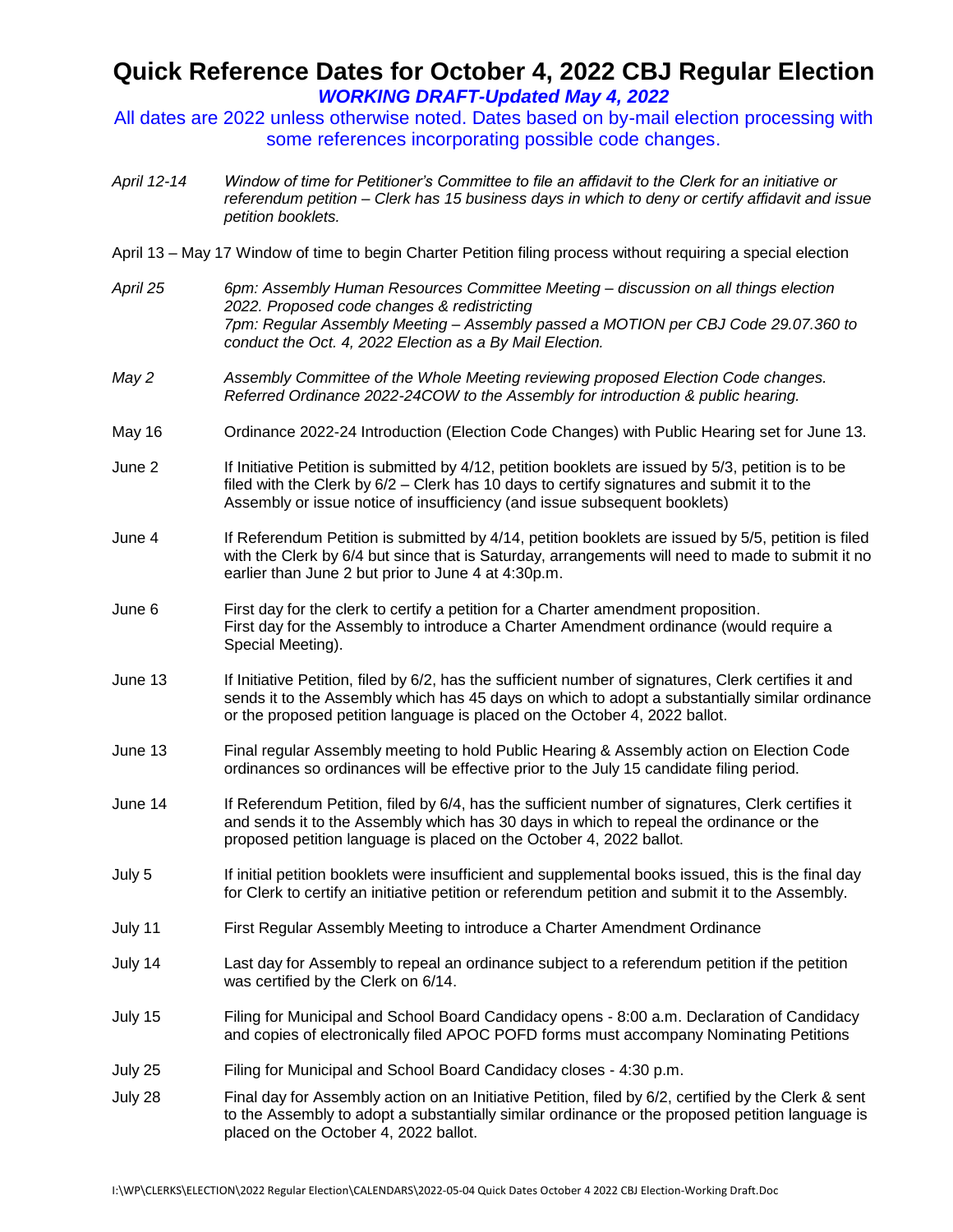# Quick Reference Dates for October 4, 2022 CBJ Regular Election

***WORKING DRAFT-Updated May 4, 2022***

All dates are 2022 unless otherwise noted. Dates based on by-mail election processing with some references incorporating possible code changes.

*April 12-14* — *Window of time for Petitioner's Committee to file an affidavit to the Clerk for an initiative or referendum petition – Clerk has 15 business days in which to deny or certify affidavit and issue petition booklets.*

April 13 – May 17 Window of time to begin Charter Petition filing process without requiring a special election

*April 25* — *6pm: Assembly Human Resources Committee Meeting – discussion on all things election 2022. Proposed code changes & redistricting*
*7pm: Regular Assembly Meeting – Assembly passed a MOTION per CBJ Code 29.07.360 to conduct the Oct. 4, 2022 Election as a By Mail Election.*

*May 2* — *Assembly Committee of the Whole Meeting reviewing proposed Election Code changes. Referred Ordinance 2022-24COW to the Assembly for introduction & public hearing.*

May 16 — Ordinance 2022-24 Introduction (Election Code Changes) with Public Hearing set for June 13.

June 2 — If Initiative Petition is submitted by 4/12, petition booklets are issued by 5/3, petition is to be filed with the Clerk by 6/2 – Clerk has 10 days to certify signatures and submit it to the Assembly or issue notice of insufficiency (and issue subsequent booklets)

June 4 — If Referendum Petition is submitted by 4/14, petition booklets are issued by 5/5, petition is filed with the Clerk by 6/4 but since that is Saturday, arrangements will need to made to submit it no earlier than June 2 but prior to June 4 at 4:30p.m.

June 6 — First day for the clerk to certify a petition for a Charter amendment proposition.
First day for the Assembly to introduce a Charter Amendment ordinance (would require a Special Meeting).

June 13 — If Initiative Petition, filed by 6/2, has the sufficient number of signatures, Clerk certifies it and sends it to the Assembly which has 45 days on which to adopt a substantially similar ordinance or the proposed petition language is placed on the October 4, 2022 ballot.

June 13 — Final regular Assembly meeting to hold Public Hearing & Assembly action on Election Code ordinances so ordinances will be effective prior to the July 15 candidate filing period.

June 14 — If Referendum Petition, filed by 6/4, has the sufficient number of signatures, Clerk certifies it and sends it to the Assembly which has 30 days in which to repeal the ordinance or the proposed petition language is placed on the October 4, 2022 ballot.

July 5 — If initial petition booklets were insufficient and supplemental books issued, this is the final day for Clerk to certify an initiative petition or referendum petition and submit it to the Assembly.

July 11 — First Regular Assembly Meeting to introduce a Charter Amendment Ordinance

July 14 — Last day for Assembly to repeal an ordinance subject to a referendum petition if the petition was certified by the Clerk on 6/14.

July 15 — Filing for Municipal and School Board Candidacy opens - 8:00 a.m. Declaration of Candidacy and copies of electronically filed APOC POFD forms must accompany Nominating Petitions

July 25 — Filing for Municipal and School Board Candidacy closes - 4:30 p.m.

July 28 — Final day for Assembly action on an Initiative Petition, filed by 6/2, certified by the Clerk & sent to the Assembly to adopt a substantially similar ordinance or the proposed petition language is placed on the October 4, 2022 ballot.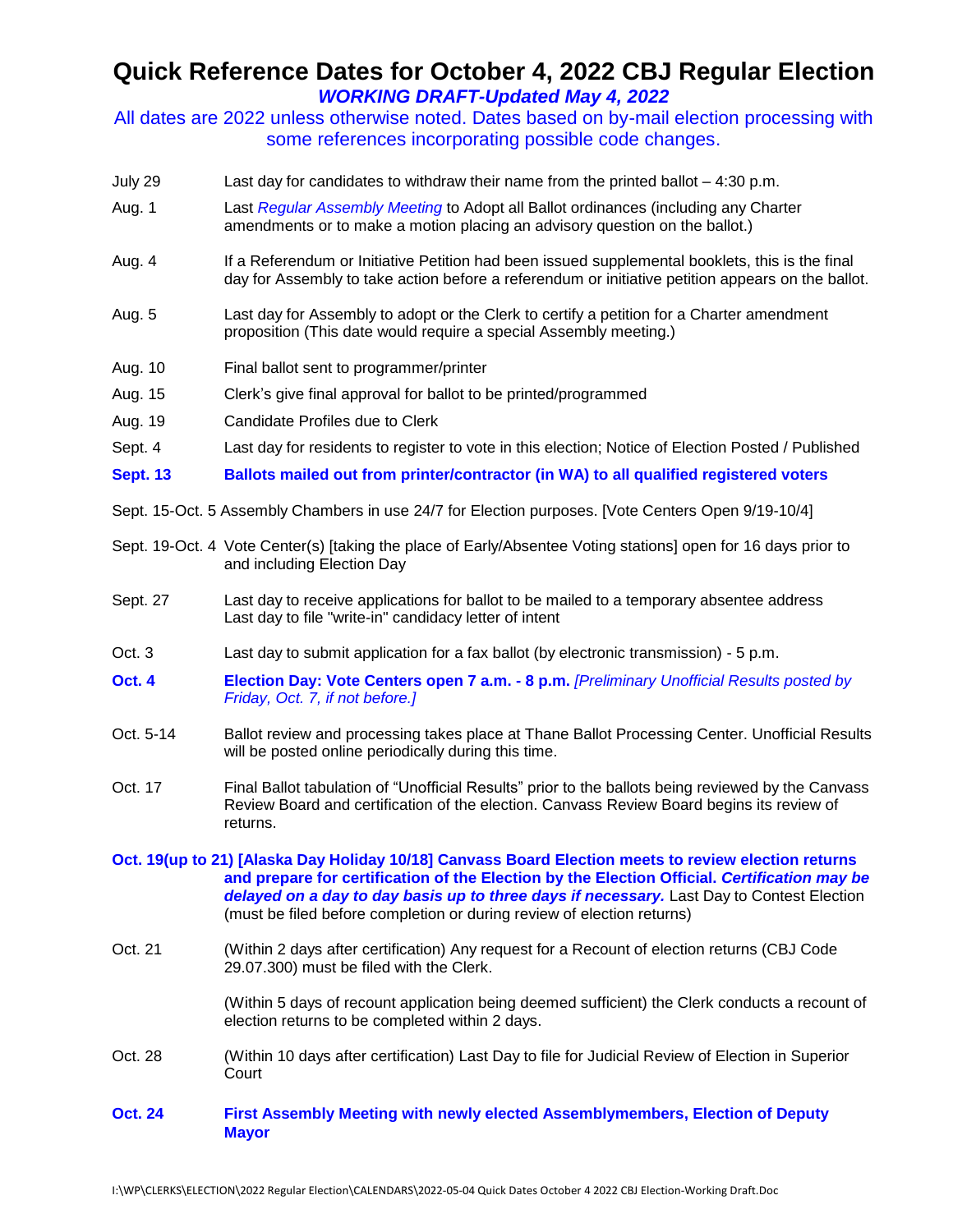# Quick Reference Dates for October 4, 2022 CBJ Regular Election

***WORKING DRAFT-Updated May 4, 2022***

All dates are 2022 unless otherwise noted. Dates based on by-mail election processing with some references incorporating possible code changes.

| | |
|---|---|
| July 29 | Last day for candidates to withdraw their name from the printed ballot – 4:30 p.m. |
| Aug. 1 | Last *Regular Assembly Meeting* to Adopt all Ballot ordinances (including any Charter amendments or to make a motion placing an advisory question on the ballot.) |
| Aug. 4 | If a Referendum or Initiative Petition had been issued supplemental booklets, this is the final day for Assembly to take action before a referendum or initiative petition appears on the ballot. |
| Aug. 5 | Last day for Assembly to adopt or the Clerk to certify a petition for a Charter amendment proposition (This date would require a special Assembly meeting.) |
| Aug. 10 | Final ballot sent to programmer/printer |
| Aug. 15 | Clerk's give final approval for ballot to be printed/programmed |
| Aug. 19 | Candidate Profiles due to Clerk |
| Sept. 4 | Last day for residents to register to vote in this election; Notice of Election Posted / Published |
| **Sept. 13** | **Ballots mailed out from printer/contractor (in WA) to all qualified registered voters** |

Sept. 15-Oct. 5 Assembly Chambers in use 24/7 for Election purposes. [Vote Centers Open 9/19-10/4]

| | |
|---|---|
| Sept. 19-Oct. 4 | Vote Center(s) [taking the place of Early/Absentee Voting stations] open for 16 days prior to and including Election Day |
| Sept. 27 | Last day to receive applications for ballot to be mailed to a temporary absentee address<br>Last day to file "write-in" candidacy letter of intent |
| Oct. 3 | Last day to submit application for a fax ballot (by electronic transmission) - 5 p.m. |
| **Oct. 4** | **Election Day: Vote Centers open 7 a.m. - 8 p.m.** *[Preliminary Unofficial Results posted by Friday, Oct. 7, if not before.]* |
| Oct. 5-14 | Ballot review and processing takes place at Thane Ballot Processing Center. Unofficial Results will be posted online periodically during this time. |
| Oct. 17 | Final Ballot tabulation of "Unofficial Results" prior to the ballots being reviewed by the Canvass Review Board and certification of the election. Canvass Review Board begins its review of returns. |

**Oct. 19(up to 21) [Alaska Day Holiday 10/18] Canvass Board Election meets to review election returns and prepare for certification of the Election by the Election Official. *Certification may be delayed on a day to day basis up to three days if necessary.*** Last Day to Contest Election (must be filed before completion or during review of election returns)

| | |
|---|---|
| Oct. 21 | (Within 2 days after certification) Any request for a Recount of election returns (CBJ Code 29.07.300) must be filed with the Clerk.<br><br>(Within 5 days of recount application being deemed sufficient) the Clerk conducts a recount of election returns to be completed within 2 days. |
| Oct. 28 | (Within 10 days after certification) Last Day to file for Judicial Review of Election in Superior Court |
| **Oct. 24** | **First Assembly Meeting with newly elected Assemblymembers, Election of Deputy Mayor** |

I:\WP\CLERKS\ELECTION\2022 Regular Election\CALENDARS\2022-05-04 Quick Dates October 4 2022 CBJ Election-Working Draft.Doc